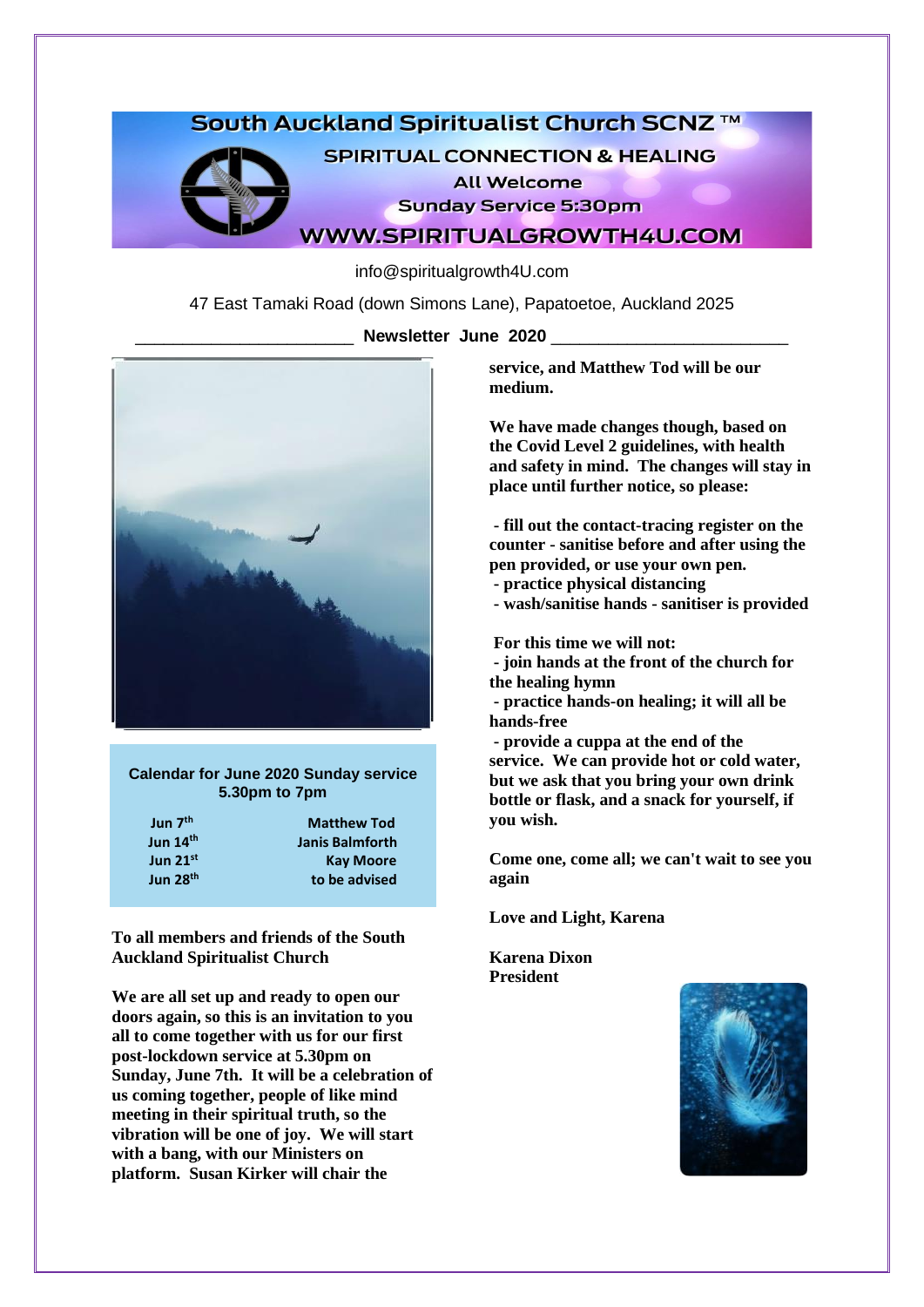# South Auckland Spiritualist Church SCNZ ™

## SPIRITUAL CONNECTION & HEALING

All Welcome

Sunday Service 5:30pm

WWW.SPIRITUALGROWTH4U.COM

info@spiritualgrowth4U.com

47 East Tamaki Road (down Simons Lane), Papatoetoe, Auckland 2025

## Newsletter June 2020

**Calendar for June 2020 Sunday service 5.30pm to 7pm**

| | |
|---|---|
| Jun 7th | Matthew Tod |
| Jun 14th | Janis Balmforth |
| Jun 21st | Kay Moore |
| Jun 28th | to be advised |

**To all members and friends of the South Auckland Spiritualist Church**

**We are all set up and ready to open our doors again, so this is an invitation to you all to come together with us for our first post-lockdown service at 5.30pm on Sunday, June 7th. It will be a celebration of us coming together, people of like mind meeting in their spiritual truth, so the vibration will be one of joy. We will start with a bang, with our Ministers on platform. Susan Kirker will chair the service, and Matthew Tod will be our medium.**

**We have made changes though, based on the Covid Level 2 guidelines, with health and safety in mind. The changes will stay in place until further notice, so please:**

- **fill out the contact-tracing register on the counter - sanitise before and after using the pen provided, or use your own pen.**
- **practice physical distancing**
- **wash/sanitise hands - sanitiser is provided**

**For this time we will not:**

- **join hands at the front of the church for the healing hymn**
- **practice hands-on healing; it will all be hands-free**
- **provide a cuppa at the end of the service. We can provide hot or cold water, but we ask that you bring your own drink bottle or flask, and a snack for yourself, if you wish.**

**Come one, come all; we can't wait to see you again**

**Love and Light, Karena**

**Karena Dixon**
**President**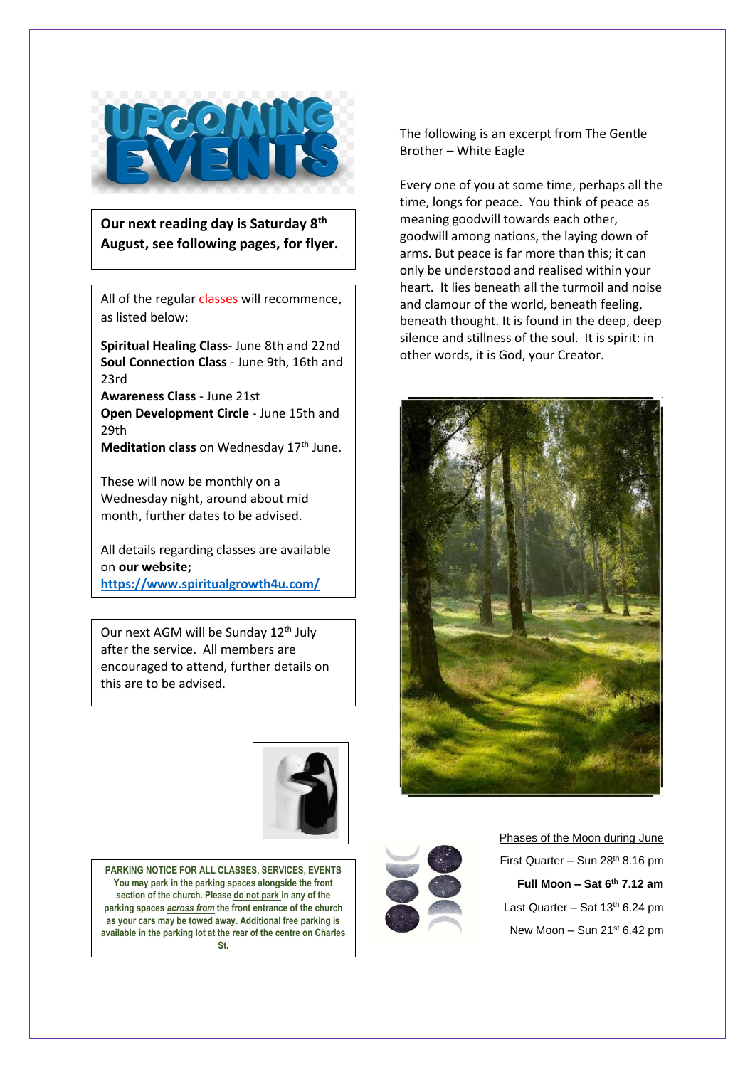# UPCOMING EVENTS

**Our next reading day is Saturday 8th August, see following pages, for flyer.**

All of the regular classes will recommence, as listed below:

**Spiritual Healing Class**- June 8th and 22nd
**Soul Connection Class** - June 9th, 16th and 23rd
**Awareness Class** - June 21st
**Open Development Circle** - June 15th and 29th
**Meditation class** on Wednesday 17th June.

These will now be monthly on a Wednesday night, around about mid month, further dates to be advised.

All details regarding classes are available on **our website;**
**https://www.spiritualgrowth4u.com/**

Our next AGM will be Sunday 12th July after the service. All members are encouraged to attend, further details on this are to be advised.

**PARKING NOTICE FOR ALL CLASSES, SERVICES, EVENTS**
**You may park in the parking spaces alongside the front section of the church. Please do not park in any of the parking spaces *across from* the front entrance of the church as your cars may be towed away. Additional free parking is available in the parking lot at the rear of the centre on Charles St.**

The following is an excerpt from The Gentle Brother – White Eagle

Every one of you at some time, perhaps all the time, longs for peace. You think of peace as meaning goodwill towards each other, goodwill among nations, the laying down of arms. But peace is far more than this; it can only be understood and realised within your heart. It lies beneath all the turmoil and noise and clamour of the world, beneath feeling, beneath thought. It is found in the deep, deep silence and stillness of the soul. It is spirit: in other words, it is God, your Creator.

Phases of the Moon during June

First Quarter – Sun 28th 8.16 pm
**Full Moon – Sat 6th 7.12 am**
Last Quarter – Sat 13th 6.24 pm
New Moon – Sun 21st 6.42 pm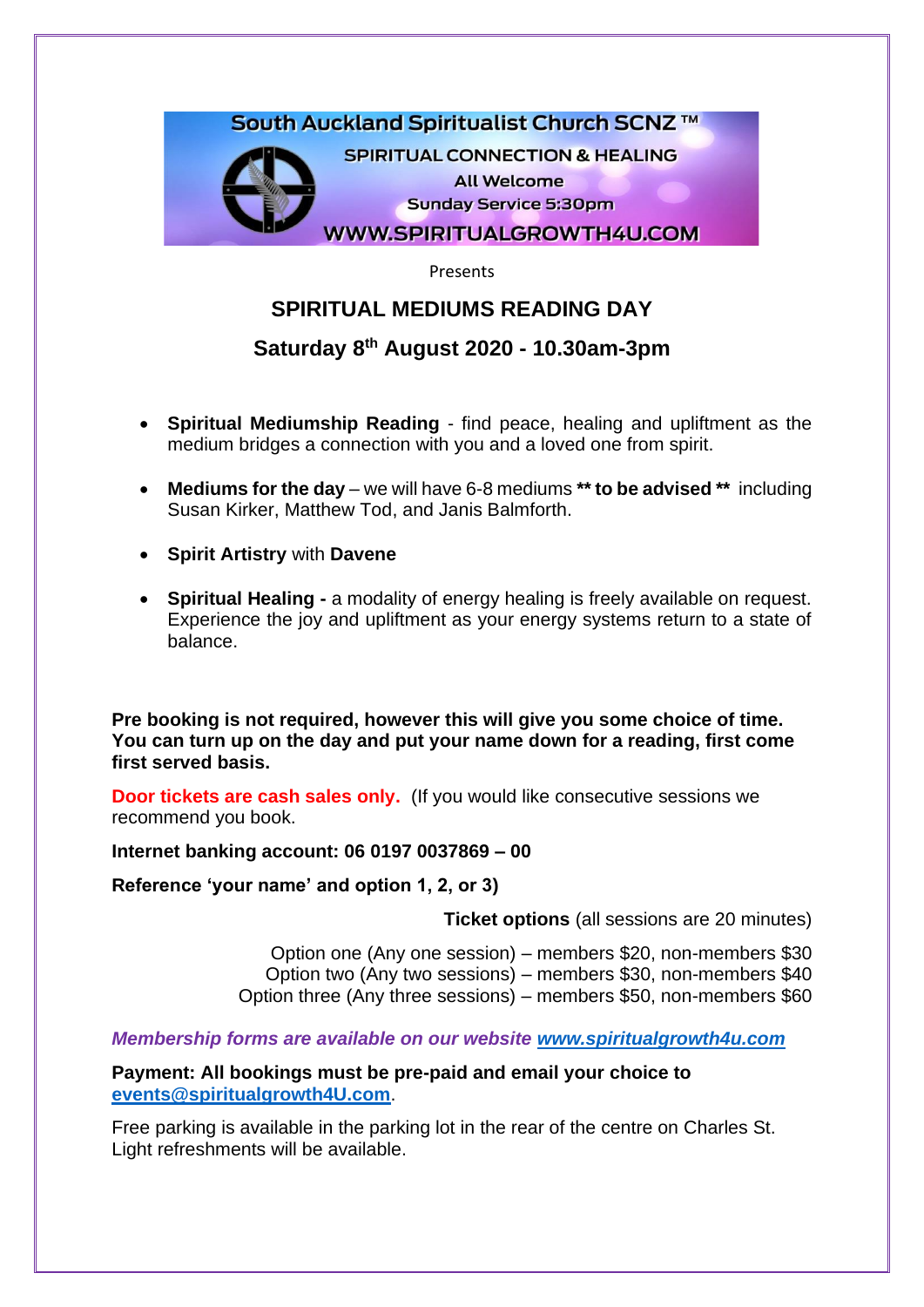South Auckland Spiritualist Church SCNZ ™

SPIRITUAL CONNECTION & HEALING

All Welcome

Sunday Service 5:30pm

WWW.SPIRITUALGROWTH4U.COM

Presents

## SPIRITUAL MEDIUMS READING DAY

## Saturday 8th August 2020 - 10.30am-3pm

- **Spiritual Mediumship Reading** - find peace, healing and upliftment as the medium bridges a connection with you and a loved one from spirit.
- **Mediums for the day** – we will have 6-8 mediums **** to be advised **** including Susan Kirker, Matthew Tod, and Janis Balmforth.
- **Spirit Artistry** with **Davene**
- **Spiritual Healing -** a modality of energy healing is freely available on request. Experience the joy and upliftment as your energy systems return to a state of balance.

**Pre booking is not required, however this will give you some choice of time. You can turn up on the day and put your name down for a reading, first come first served basis.**

**Door tickets are cash sales only.** (If you would like consecutive sessions we recommend you book.

**Internet banking account: 06 0197 0037869 – 00**

**Reference 'your name' and option 1, 2, or 3)**

**Ticket options** (all sessions are 20 minutes)

Option one (Any one session) – members $20, non-members $30
Option two (Any two sessions) – members $30, non-members $40
Option three (Any three sessions) – members $50, non-members $60

***Membership forms are available on our website [www.spiritualgrowth4u.com](http://www.spiritualgrowth4u.com)***

**Payment: All bookings must be pre-paid and email your choice to [events@spiritualgrowth4U.com](mailto:events@spiritualgrowth4U.com)**.

Free parking is available in the parking lot in the rear of the centre on Charles St.
Light refreshments will be available.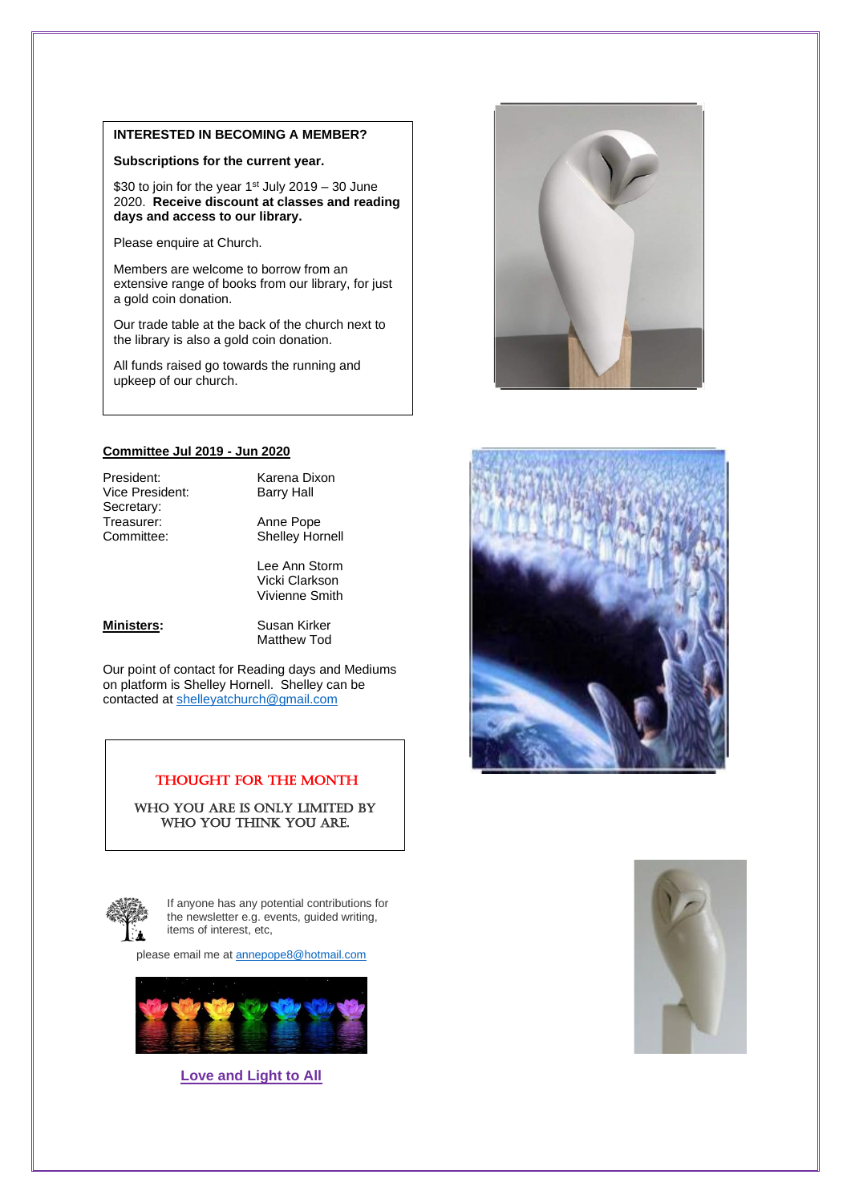**INTERESTED IN BECOMING A MEMBER?**

**Subscriptions for the current year.**

$30 to join for the year 1st July 2019 – 30 June 2020. **Receive discount at classes and reading days and access to our library.**

Please enquire at Church.

Members are welcome to borrow from an extensive range of books from our library, for just a gold coin donation.

Our trade table at the back of the church next to the library is also a gold coin donation.

All funds raised go towards the running and upkeep of our church.

**Committee Jul 2019 - Jun 2020**

| | |
|---|---|
| President: | Karena Dixon |
| Vice President: | Barry Hall |
| Secretary: | |
| Treasurer: | Anne Pope |
| Committee: | Shelley Hornell |
| | Lee Ann Storm |
| | Vicki Clarkson |
| | Vivienne Smith |
| **Ministers:** | Susan Kirker |
| | Matthew Tod |

Our point of contact for Reading days and Mediums on platform is Shelley Hornell. Shelley can be contacted at shelleyatchurch@gmail.com

**THOUGHT FOR THE MONTH**

WHO YOU ARE IS ONLY LIMITED BY WHO YOU THINK YOU ARE.

If anyone has any potential contributions for the newsletter e.g. events, guided writing, items of interest, etc,

please email me at annepope8@hotmail.com

**Love and Light to All**